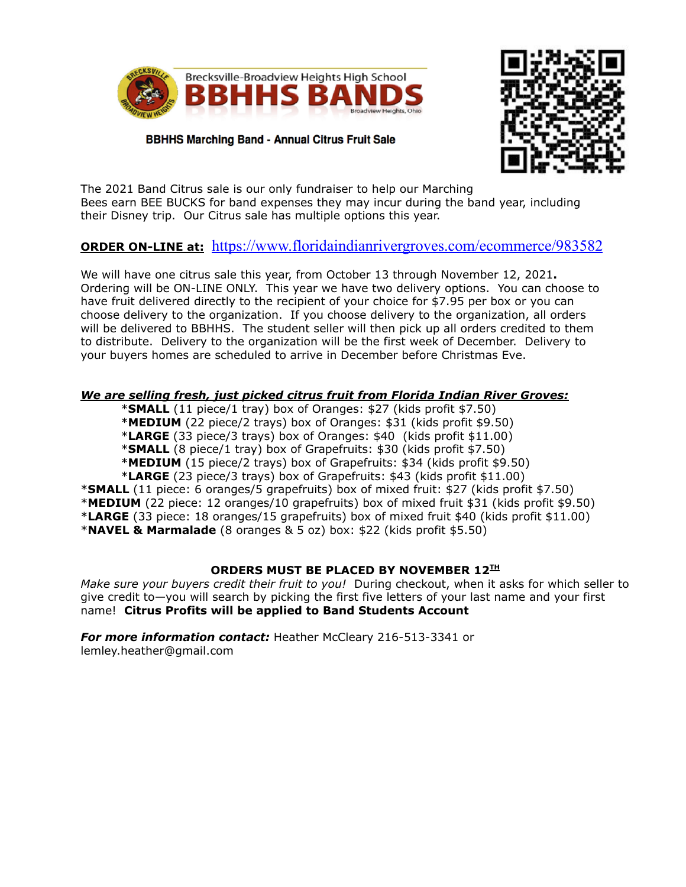Brecksville-Broadview Heights High School

# BBHHS BANDS

Broadview Heights, Ohio

**BBHHS Marching Band - Annual Citrus Fruit Sale**

The 2021 Band Citrus sale is our only fundraiser to help our Marching Bees earn BEE BUCKS for band expenses they may incur during the band year, including their Disney trip. Our Citrus sale has multiple options this year.

**ORDER ON-LINE at:** https://www.floridaindianrivergroves.com/ecommerce/983582

We will have one citrus sale this year, from October 13 through November 12, 2021**.** Ordering will be ON-LINE ONLY. This year we have two delivery options. You can choose to have fruit delivered directly to the recipient of your choice for $7.95 per box or you can choose delivery to the organization. If you choose delivery to the organization, all orders will be delivered to BBHHS. The student seller will then pick up all orders credited to them to distribute. Delivery to the organization will be the first week of December. Delivery to your buyers homes are scheduled to arrive in December before Christmas Eve.

***We are selling fresh, just picked citrus fruit from Florida Indian River Groves:***

- **SMALL** (11 piece/1 tray) box of Oranges: $27 (kids profit $7.50)
- **MEDIUM** (22 piece/2 trays) box of Oranges: $31 (kids profit $9.50)
- **LARGE** (33 piece/3 trays) box of Oranges: $40 (kids profit $11.00)
- **SMALL** (8 piece/1 tray) box of Grapefruits: $30 (kids profit $7.50)
- **MEDIUM** (15 piece/2 trays) box of Grapefruits: $34 (kids profit $9.50)
- **LARGE** (23 piece/3 trays) box of Grapefruits: $43 (kids profit $11.00)
- **SMALL** (11 piece: 6 oranges/5 grapefruits) box of mixed fruit: $27 (kids profit $7.50)
- **MEDIUM** (22 piece: 12 oranges/10 grapefruits) box of mixed fruit $31 (kids profit $9.50)
- **LARGE** (33 piece: 18 oranges/15 grapefruits) box of mixed fruit $40 (kids profit $11.00)
- **NAVEL & Marmalade** (8 oranges & 5 oz) box: $22 (kids profit $5.50)

**ORDERS MUST BE PLACED BY NOVEMBER 12TH**

*Make sure your buyers credit their fruit to you!* During checkout, when it asks for which seller to give credit to—you will search by picking the first five letters of your last name and your first name! **Citrus Profits will be applied to Band Students Account**

***For more information contact:*** Heather McCleary 216-513-3341 or lemley.heather@gmail.com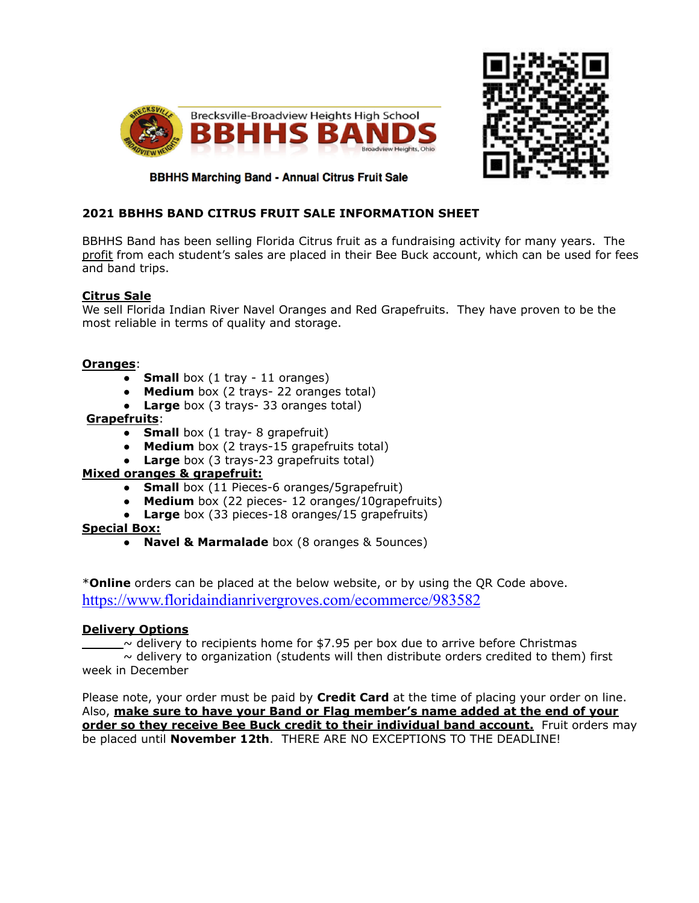Brecksville-Broadview Heights High School

BBHHS BANDS

Broadview Heights, Ohio

BBHHS Marching Band - Annual Citrus Fruit Sale

**2021 BBHHS BAND CITRUS FRUIT SALE INFORMATION SHEET**

BBHHS Band has been selling Florida Citrus fruit as a fundraising activity for many years. The profit from each student's sales are placed in their Bee Buck account, which can be used for fees and band trips.

**Citrus Sale**

We sell Florida Indian River Navel Oranges and Red Grapefruits. They have proven to be the most reliable in terms of quality and storage.

**Oranges**:

- **Small** box (1 tray - 11 oranges)
- **Medium** box (2 trays- 22 oranges total)
- **Large** box (3 trays- 33 oranges total)

**Grapefruits**:

- **Small** box (1 tray- 8 grapefruit)
- **Medium** box (2 trays-15 grapefruits total)
- **Large** box (3 trays-23 grapefruits total)

**Mixed oranges & grapefruit:**

- **Small** box (11 Pieces-6 oranges/5grapefruit)
- **Medium** box (22 pieces- 12 oranges/10grapefruits)
- **Large** box (33 pieces-18 oranges/15 grapefruits)

**Special Box:**

- **Navel & Marmalade** box (8 oranges & 5ounces)

*__Online__ orders can be placed at the below website, or by using the QR Code above.
https://www.floridaindianrivergroves.com/ecommerce/983582

**Delivery Options**

~ delivery to recipients home for $7.95 per box due to arrive before Christmas

~ delivery to organization (students will then distribute orders credited to them) first week in December

Please note, your order must be paid by **Credit Card** at the time of placing your order on line. Also, **make sure to have your Band or Flag member's name added at the end of your order so they receive Bee Buck credit to their individual band account.** Fruit orders may be placed until **November 12th**. THERE ARE NO EXCEPTIONS TO THE DEADLINE!